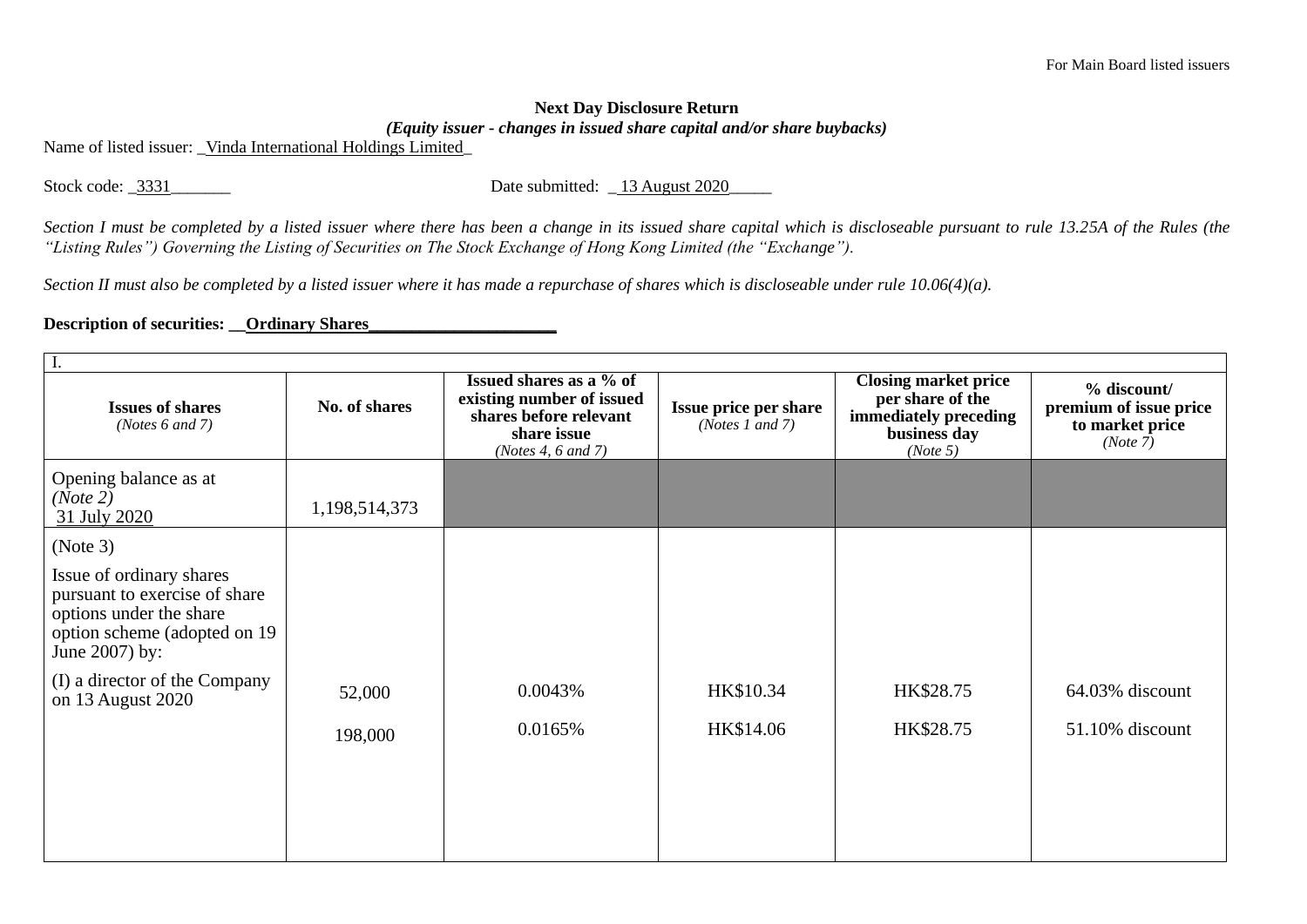For Main Board listed issuers

**Next Day Disclosure Return**

***(Equity issuer - changes in issued share capital and/or share buybacks)***

Name of listed issuer: _Vinda International Holdings Limited_

Stock code: _3331_______ Date submitted: _ 13 August 2020_____

*Section I must be completed by a listed issuer where there has been a change in its issued share capital which is discloseable pursuant to rule 13.25A of the Rules (the "Listing Rules") Governing the Listing of Securities on The Stock Exchange of Hong Kong Limited (the "Exchange").*

*Section II must also be completed by a listed issuer where it has made a repurchase of shares which is discloseable under rule 10.06(4)(a).*

**Description of securities: __Ordinary Shares______________________**

| I. | | | | | |
|---|---|---|---|---|---|
| **Issues of shares** *(Notes 6 and 7)* | **No. of shares** | **Issued shares as a % of existing number of issued shares before relevant share issue** *(Notes 4, 6 and 7)* | **Issue price per share** *(Notes 1 and 7)* | **Closing market price per share of the immediately preceding business day** *(Note 5)* | **% discount/ premium of issue price to market price** *(Note 7)* |
| Opening balance as at *(Note 2)* 31 July 2020 | 1,198,514,373 | | | | |
| (Note 3) Issue of ordinary shares pursuant to exercise of share options under the share option scheme (adopted on 19 June 2007) by: (I) a director of the Company on 13 August 2020 | 52,000 | 0.0043% | HK$10.34 | HK$28.75 | 64.03% discount |
| | 198,000 | 0.0165% | HK$14.06 | HK$28.75 | 51.10% discount |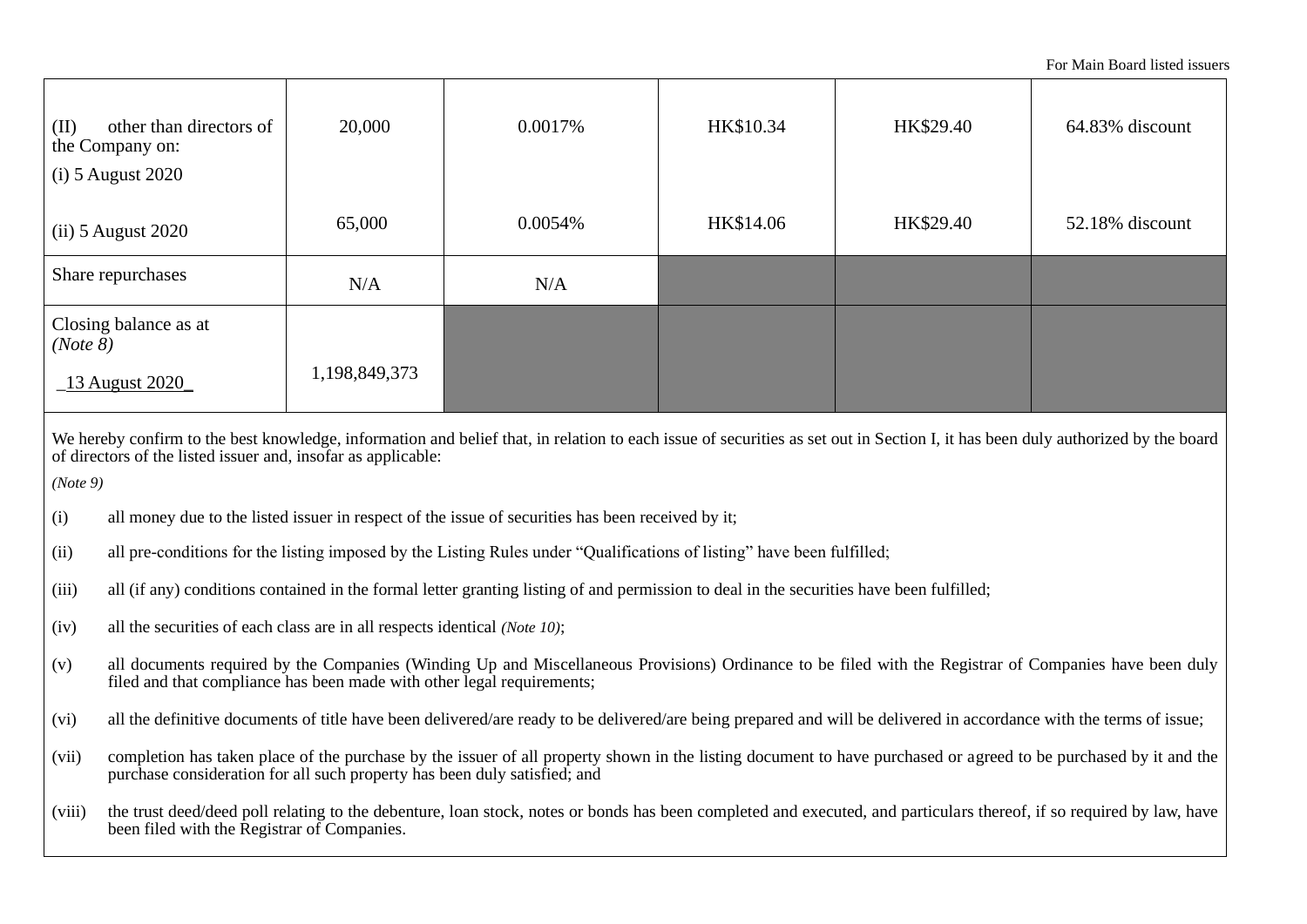| | | | | | |
|---|---|---|---|---|---|
| (II) other than directors of the Company on:<br>(i) 5 August 2020 | 20,000 | 0.0017% | HK$10.34 | HK$29.40 | 64.83% discount |
| (ii) 5 August 2020 | 65,000 | 0.0054% | HK$14.06 | HK$29.40 | 52.18% discount |
| Share repurchases | N/A | N/A | | | |
| Closing balance as at *(Note 8)*<br>_13 August 2020_ | 1,198,849,373 | | | | |

We hereby confirm to the best knowledge, information and belief that, in relation to each issue of securities as set out in Section I, it has been duly authorized by the board of directors of the listed issuer and, insofar as applicable:

*(Note 9)*

(i) all money due to the listed issuer in respect of the issue of securities has been received by it;

(ii) all pre-conditions for the listing imposed by the Listing Rules under "Qualifications of listing" have been fulfilled;

(iii) all (if any) conditions contained in the formal letter granting listing of and permission to deal in the securities have been fulfilled;

(iv) all the securities of each class are in all respects identical *(Note 10)*;

(v) all documents required by the Companies (Winding Up and Miscellaneous Provisions) Ordinance to be filed with the Registrar of Companies have been duly filed and that compliance has been made with other legal requirements;

(vi) all the definitive documents of title have been delivered/are ready to be delivered/are being prepared and will be delivered in accordance with the terms of issue;

(vii) completion has taken place of the purchase by the issuer of all property shown in the listing document to have purchased or agreed to be purchased by it and the purchase consideration for all such property has been duly satisfied; and

(viii) the trust deed/deed poll relating to the debenture, loan stock, notes or bonds has been completed and executed, and particulars thereof, if so required by law, have been filed with the Registrar of Companies.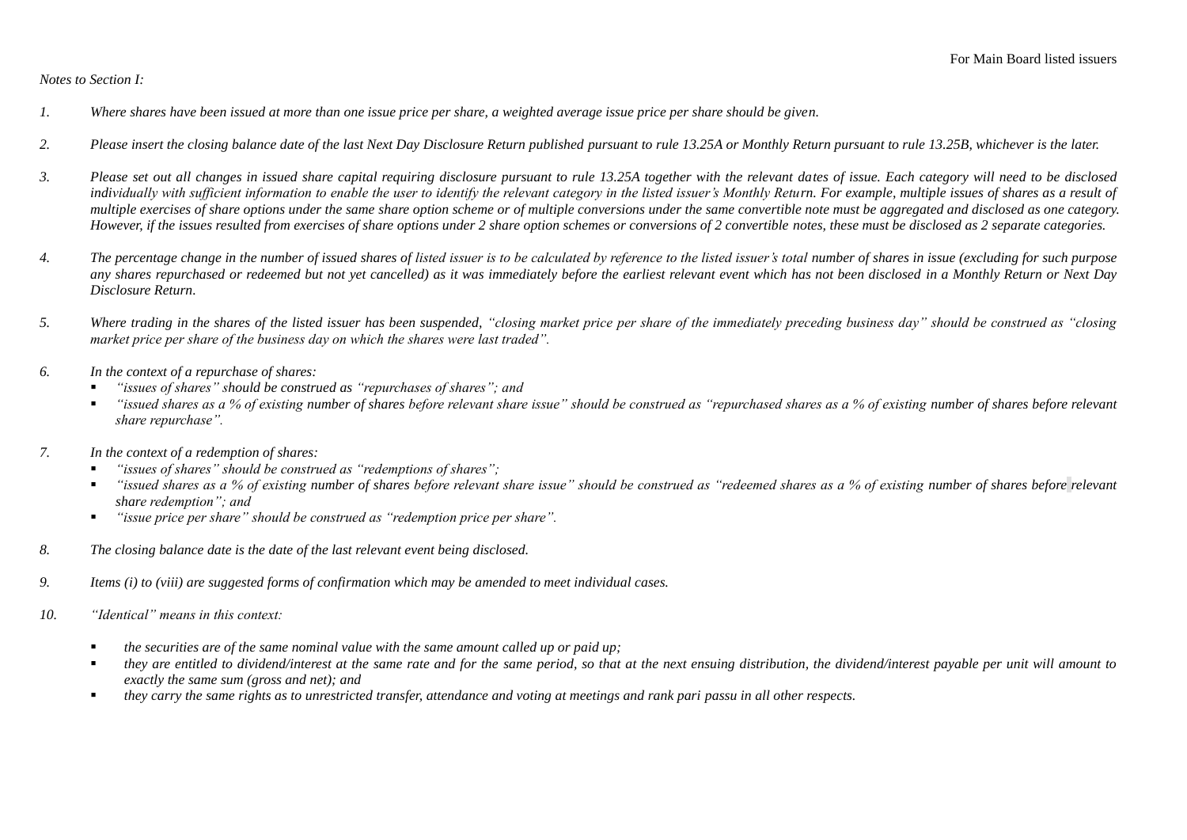*Notes to Section I:*

1. *Where shares have been issued at more than one issue price per share, a weighted average issue price per share should be given.*

2. *Please insert the closing balance date of the last Next Day Disclosure Return published pursuant to rule 13.25A or Monthly Return pursuant to rule 13.25B, whichever is the later.*

3. *Please set out all changes in issued share capital requiring disclosure pursuant to rule 13.25A together with the relevant dates of issue. Each category will need to be disclosed individually with sufficient information to enable the user to identify the relevant category in the listed issuer's Monthly Return. For example, multiple issues of shares as a result of multiple exercises of share options under the same share option scheme or of multiple conversions under the same convertible note must be aggregated and disclosed as one category. However, if the issues resulted from exercises of share options under 2 share option schemes or conversions of 2 convertible notes, these must be disclosed as 2 separate categories.*

4. *The percentage change in the number of issued shares of listed issuer is to be calculated by reference to the listed issuer's total number of shares in issue (excluding for such purpose any shares repurchased or redeemed but not yet cancelled) as it was immediately before the earliest relevant event which has not been disclosed in a Monthly Return or Next Day Disclosure Return.*

5. *Where trading in the shares of the listed issuer has been suspended, "closing market price per share of the immediately preceding business day" should be construed as "closing market price per share of the business day on which the shares were last traded".*

6. *In the context of a repurchase of shares:*
   - *"issues of shares" should be construed as "repurchases of shares"; and*
   - *"issued shares as a % of existing number of shares before relevant share issue" should be construed as "repurchased shares as a % of existing number of shares before relevant share repurchase".*

7. *In the context of a redemption of shares:*
   - *"issues of shares" should be construed as "redemptions of shares";*
   - *"issued shares as a % of existing number of shares before relevant share issue" should be construed as "redeemed shares as a % of existing number of shares before relevant share redemption"; and*
   - *"issue price per share" should be construed as "redemption price per share".*

8. *The closing balance date is the date of the last relevant event being disclosed.*

9. *Items (i) to (viii) are suggested forms of confirmation which may be amended to meet individual cases.*

10. *"Identical" means in this context:*
    - *the securities are of the same nominal value with the same amount called up or paid up;*
    - *they are entitled to dividend/interest at the same rate and for the same period, so that at the next ensuing distribution, the dividend/interest payable per unit will amount to exactly the same sum (gross and net); and*
    - *they carry the same rights as to unrestricted transfer, attendance and voting at meetings and rank pari passu in all other respects.*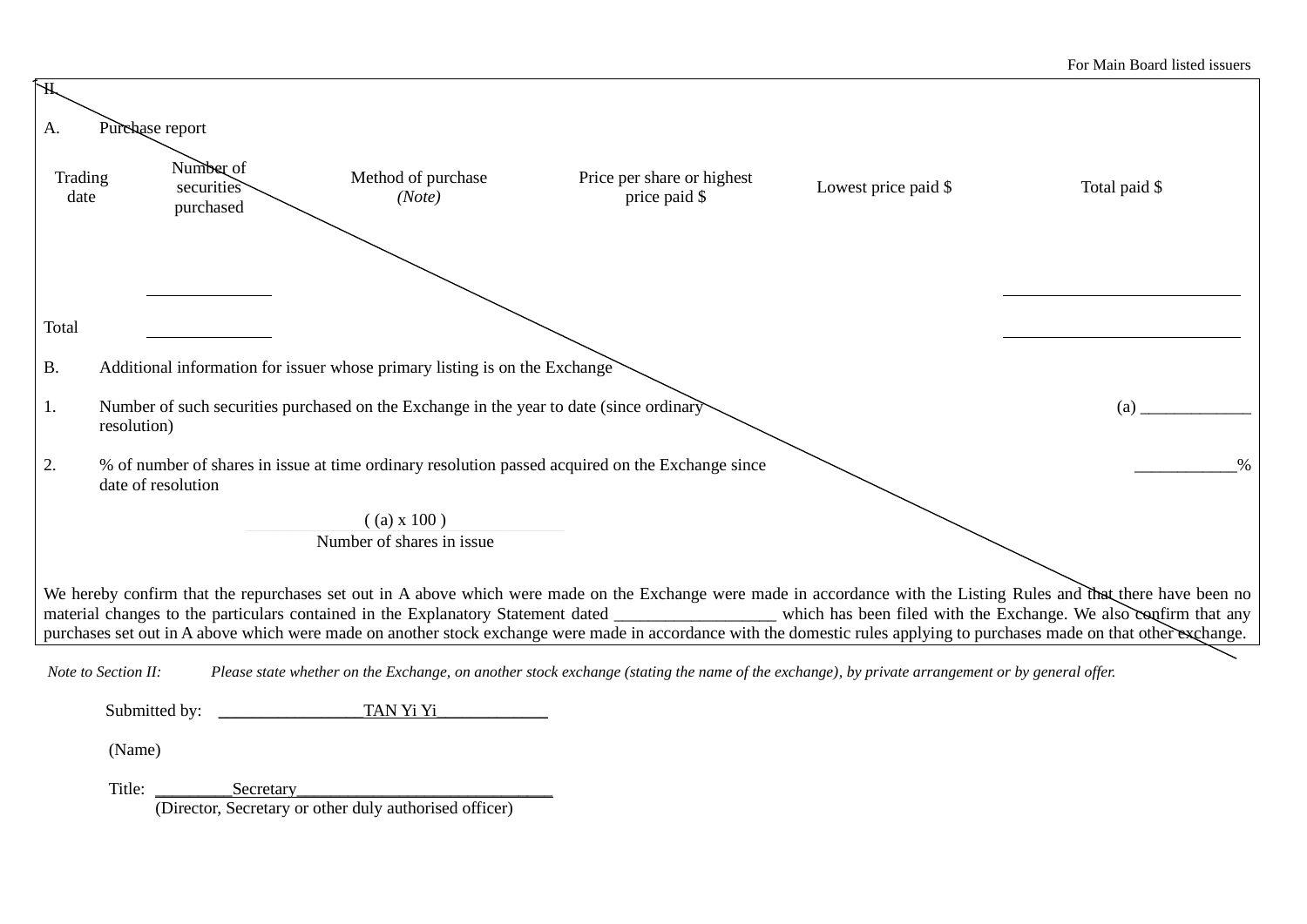For Main Board listed issuers

II.

A. Purchase report

| Trading date | Number of securities purchased | Method of purchase *(Note)* | Price per share or highest price paid $ | Lowest price paid $ | Total paid $ |
|---|---|---|---|---|---|
| | ______________ | | | | ______________ |
| Total | ______________ | | | | ______________ |

B. Additional information for issuer whose primary listing is on the Exchange

1. Number of such securities purchased on the Exchange in the year to date (since ordinary resolution) (a) _____________

2. % of number of shares in issue at time ordinary resolution passed acquired on the Exchange since date of resolution ____________%

$$\frac{(\text{(a)} \times 100)}{\text{Number of shares in issue}}$$

We hereby confirm that the repurchases set out in A above which were made on the Exchange were made in accordance with the Listing Rules and that there have been no material changes to the particulars contained in the Explanatory Statement dated __________________ which has been filed with the Exchange. We also confirm that any purchases set out in A above which were made on another stock exchange were made in accordance with the domestic rules applying to purchases made on that other exchange.

*Note to Section II: Please state whether on the Exchange, on another stock exchange (stating the name of the exchange), by private arrangement or by general offer.*

Submitted by: ________________TAN Yi Yi_____________

(Name)

Title: ________Secretary_____________________________

(Director, Secretary or other duly authorised officer)